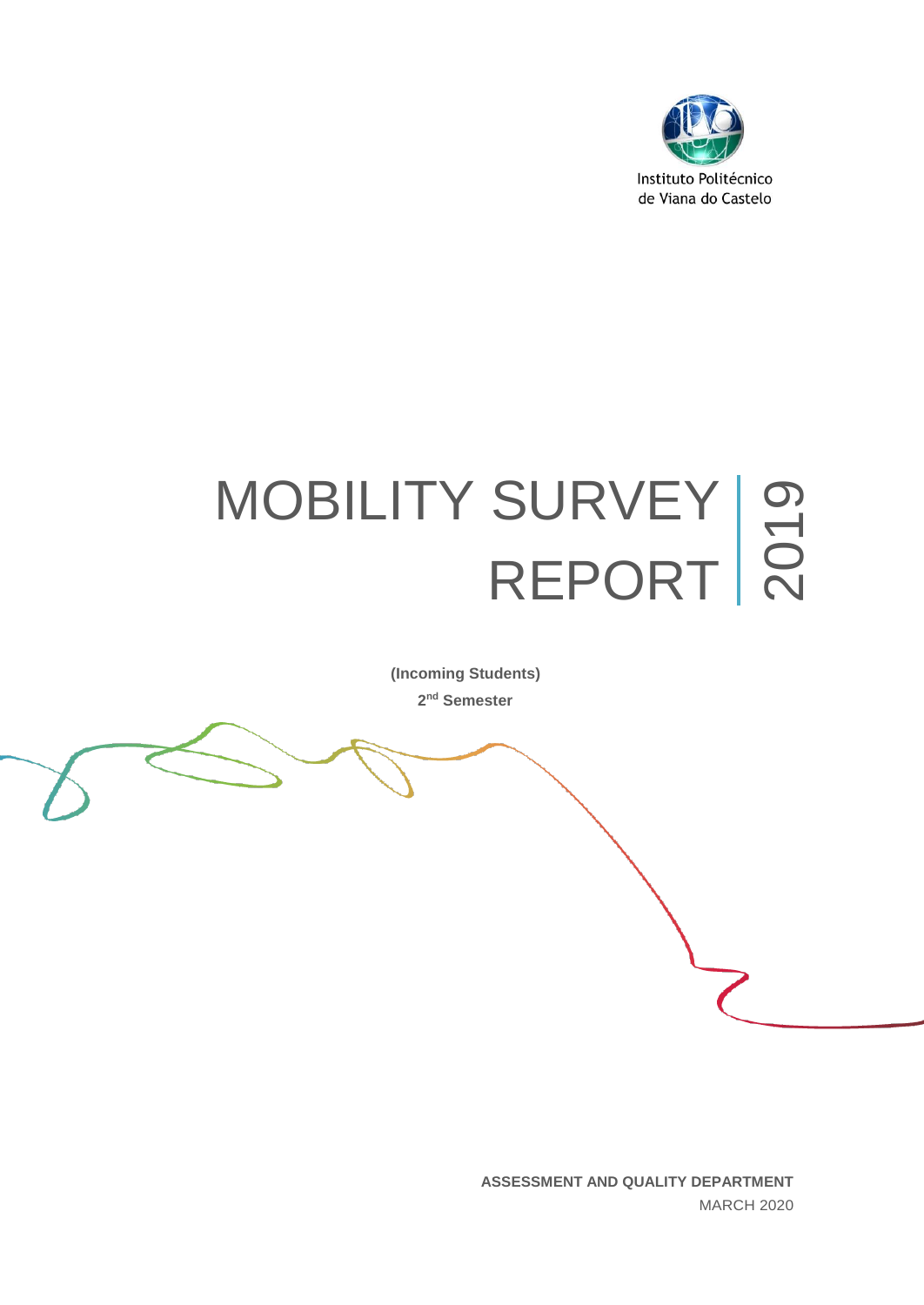Instituto Politécnico de Viana do Castelo

# MOBILITY SURVEY REPORT | 2019

**(Incoming Students)**

**2nd Semester**

**ASSESSMENT AND QUALITY DEPARTMENT**

MARCH 2020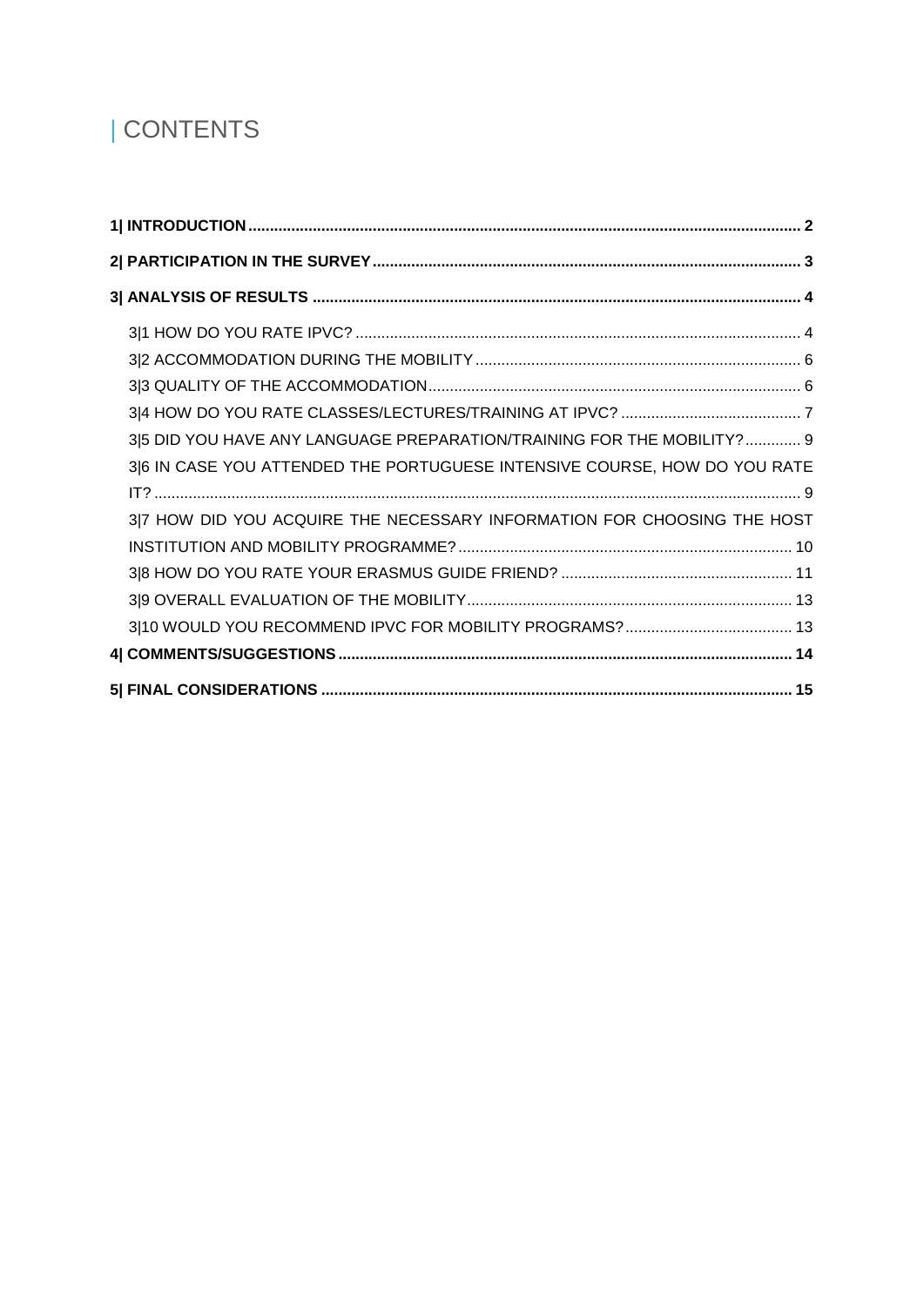# | CONTENTS

**1| INTRODUCTION** ... 2

**2| PARTICIPATION IN THE SURVEY** ... 3

**3| ANALYSIS OF RESULTS** ... 4

- 3|1 HOW DO YOU RATE IPVC? ... 4
- 3|2 ACCOMMODATION DURING THE MOBILITY ... 6
- 3|3 QUALITY OF THE ACCOMMODATION ... 6
- 3|4 HOW DO YOU RATE CLASSES/LECTURES/TRAINING AT IPVC? ... 7
- 3|5 DID YOU HAVE ANY LANGUAGE PREPARATION/TRAINING FOR THE MOBILITY? ... 9
- 3|6 IN CASE YOU ATTENDED THE PORTUGUESE INTENSIVE COURSE, HOW DO YOU RATE IT? ... 9
- 3|7 HOW DID YOU ACQUIRE THE NECESSARY INFORMATION FOR CHOOSING THE HOST INSTITUTION AND MOBILITY PROGRAMME? ... 10
- 3|8 HOW DO YOU RATE YOUR ERASMUS GUIDE FRIEND? ... 11
- 3|9 OVERALL EVALUATION OF THE MOBILITY ... 13
- 3|10 WOULD YOU RECOMMEND IPVC FOR MOBILITY PROGRAMS? ... 13

**4| COMMENTS/SUGGESTIONS** ... 14

**5| FINAL CONSIDERATIONS** ... 15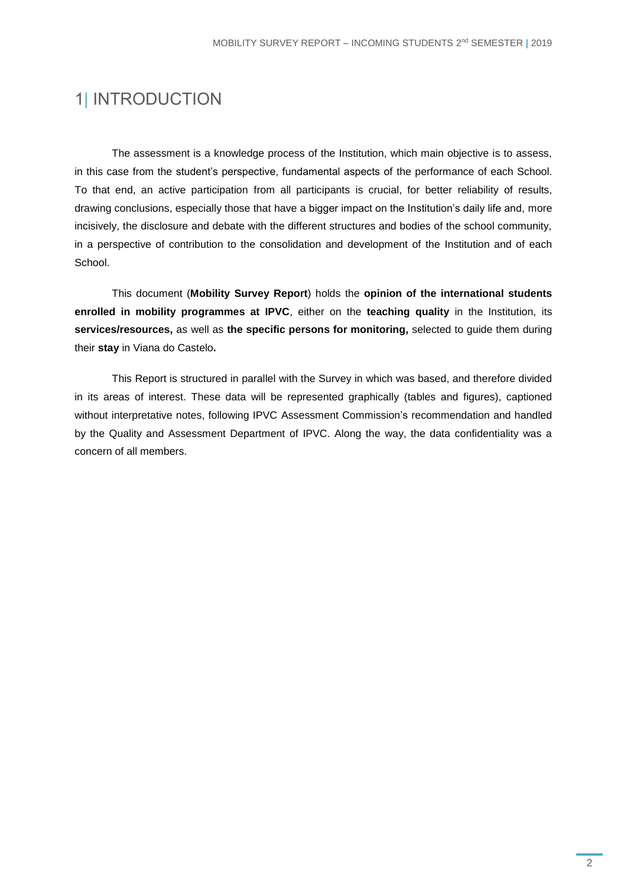# 1| INTRODUCTION

The assessment is a knowledge process of the Institution, which main objective is to assess, in this case from the student's perspective, fundamental aspects of the performance of each School. To that end, an active participation from all participants is crucial, for better reliability of results, drawing conclusions, especially those that have a bigger impact on the Institution's daily life and, more incisively, the disclosure and debate with the different structures and bodies of the school community, in a perspective of contribution to the consolidation and development of the Institution and of each School.

This document (**Mobility Survey Report**) holds the **opinion of the international students enrolled in mobility programmes at IPVC**, either on the **teaching quality** in the Institution, its **services/resources,** as well as **the specific persons for monitoring,** selected to guide them during their **stay** in Viana do Castelo**.**

This Report is structured in parallel with the Survey in which was based, and therefore divided in its areas of interest. These data will be represented graphically (tables and figures), captioned without interpretative notes, following IPVC Assessment Commission's recommendation and handled by the Quality and Assessment Department of IPVC. Along the way, the data confidentiality was a concern of all members.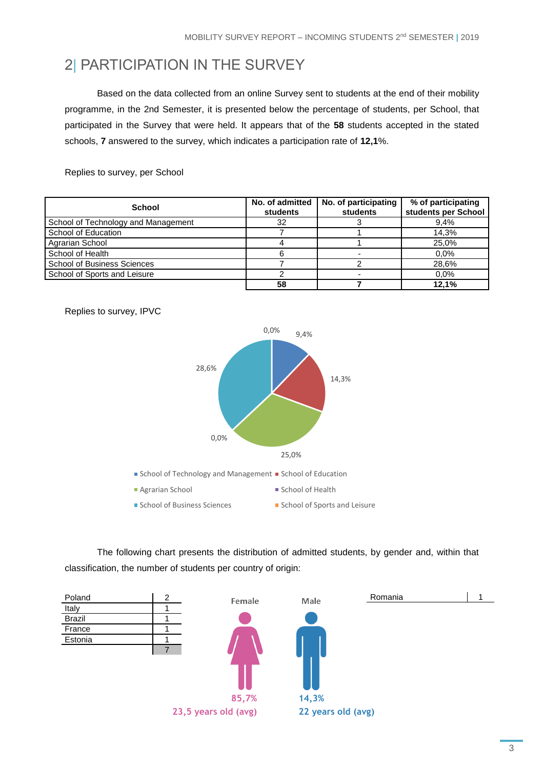# 2| PARTICIPATION IN THE SURVEY

Based on the data collected from an online Survey sent to students at the end of their mobility programme, in the 2nd Semester, it is presented below the percentage of students, per School, that participated in the Survey that were held. It appears that of the **58** students accepted in the stated schools, **7** answered to the survey, which indicates a participation rate of **12,1**%.

Replies to survey, per School

| School | No. of admitted students | No. of participating students | % of participating students per School |
|---|---|---|---|
| School of Technology and Management | 32 | 3 | 9,4% |
| School of Education | 7 | 1 | 14,3% |
| Agrarian School | 4 | 1 | 25,0% |
| School of Health | 6 | - | 0,0% |
| School of Business Sciences | 7 | 2 | 28,6% |
| School of Sports and Leisure | 2 | - | 0,0% |
| | **58** | **7** | **12,1%** |

Replies to survey, IPVC

0,0% 9,4% 14,3% 25,0% 0,0% 28,6%

School of Technology and Management, School of Education, Agrarian School, School of Health, School of Business Sciences, School of Sports and Leisure

The following chart presents the distribution of admitted students, by gender and, within that classification, the number of students per country of origin:

| Female | |
|---|---|
| Poland | 2 |
| Italy | 1 |
| Brazil | 1 |
| France | 1 |
| Estonia | 1 |
| | 7 |

Female: 85,7% — 23,5 years old (avg)

| Male | |
|---|---|
| Romania | 1 |

Male: 14,3% — 22 years old (avg)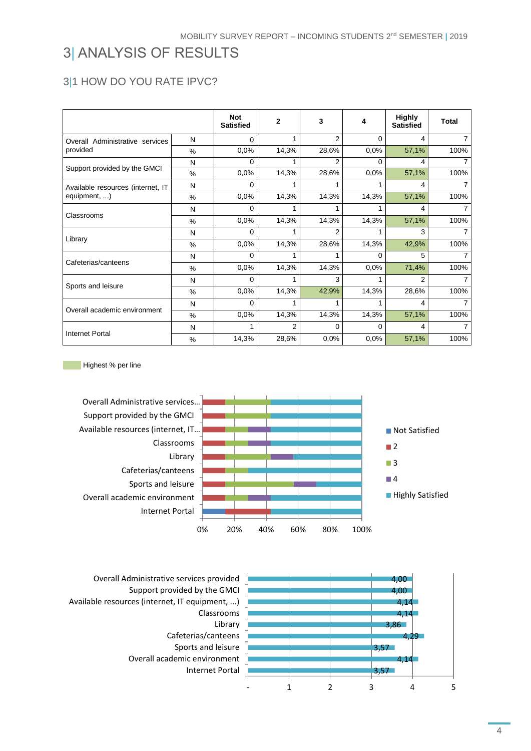# 3| ANALYSIS OF RESULTS

## 3|1 HOW DO YOU RATE IPVC?

| | | Not Satisfied | 2 | 3 | 4 | Highly Satisfied | Total |
|---|---|---|---|---|---|---|---|
| Overall Administrative services provided | N | 0 | 1 | 2 | 0 | 4 | 7 |
| | % | 0,0% | 14,3% | 28,6% | 0,0% | 57,1% | 100% |
| Support provided by the GMCI | N | 0 | 1 | 2 | 0 | 4 | 7 |
| | % | 0,0% | 14,3% | 28,6% | 0,0% | 57,1% | 100% |
| Available resources (internet, IT equipment, ...) | N | 0 | 1 | 1 | 1 | 4 | 7 |
| | % | 0,0% | 14,3% | 14,3% | 14,3% | 57,1% | 100% |
| Classrooms | N | 0 | 1 | 1 | 1 | 4 | 7 |
| | % | 0,0% | 14,3% | 14,3% | 14,3% | 57,1% | 100% |
| Library | N | 0 | 1 | 2 | 1 | 3 | 7 |
| | % | 0,0% | 14,3% | 28,6% | 14,3% | 42,9% | 100% |
| Cafeterias/canteens | N | 0 | 1 | 1 | 0 | 5 | 7 |
| | % | 0,0% | 14,3% | 14,3% | 0,0% | 71,4% | 100% |
| Sports and leisure | N | 0 | 1 | 3 | 1 | 2 | 7 |
| | % | 0,0% | 14,3% | 42,9% | 14,3% | 28,6% | 100% |
| Overall academic environment | N | 0 | 1 | 1 | 1 | 4 | 7 |
| | % | 0,0% | 14,3% | 14,3% | 14,3% | 57,1% | 100% |
| Internet Portal | N | 1 | 2 | 0 | 0 | 4 | 7 |
| | % | 14,3% | 28,6% | 0,0% | 0,0% | 57,1% | 100% |

Highest % per line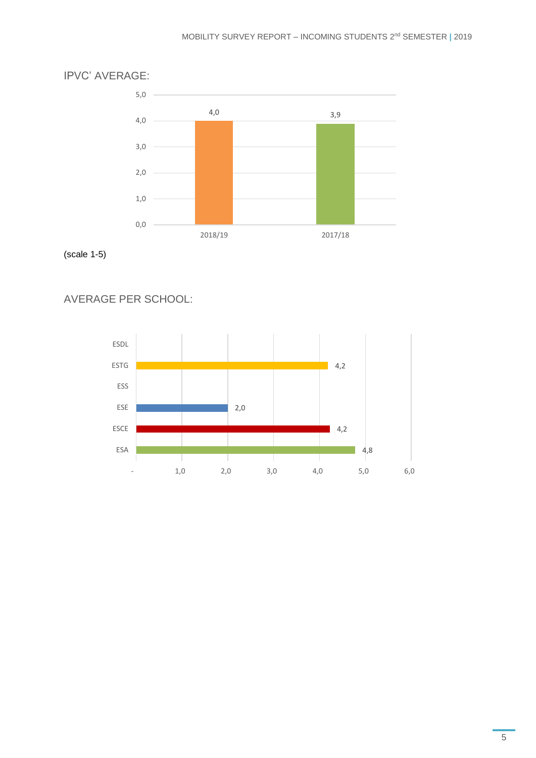IPVC' AVERAGE:

| | 2018/19 | 2017/18 |
|---|---|---|
| IPVC' Average | 4,0 | 3,9 |

(scale 1-5)

AVERAGE PER SCHOOL:

| School | Average |
|---|---|
| ESDL | |
| ESTG | 4,2 |
| ESS | |
| ESE | 2,0 |
| ESCE | 4,2 |
| ESA | 4,8 |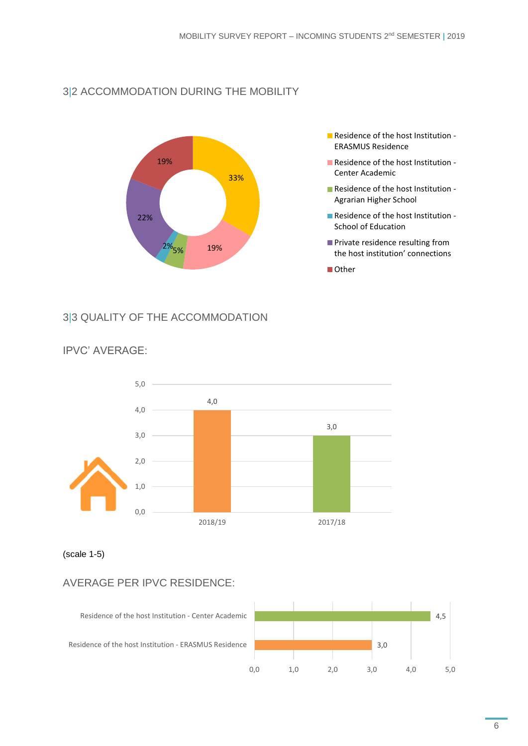## 3|2 ACCOMMODATION DURING THE MOBILITY

| Accommodation | % |
|---|---|
| Residence of the host Institution - ERASMUS Residence | 33% |
| Residence of the host Institution - Center Academic | 19% |
| Residence of the host Institution - Agrarian Higher School | 5% |
| Residence of the host Institution - School of Education | 2% |
| Private residence resulting from the host institution' connections | 22% |
| Other | 19% |

## 3|3 QUALITY OF THE ACCOMMODATION

### IPVC' AVERAGE:

| Year | Average |
|---|---|
| 2018/19 | 4,0 |
| 2017/18 | 3,0 |

(scale 1-5)

### AVERAGE PER IPVC RESIDENCE:

| Residence | Average |
|---|---|
| Residence of the host Institution - Center Academic | 4,5 |
| Residence of the host Institution - ERASMUS Residence | 3,0 |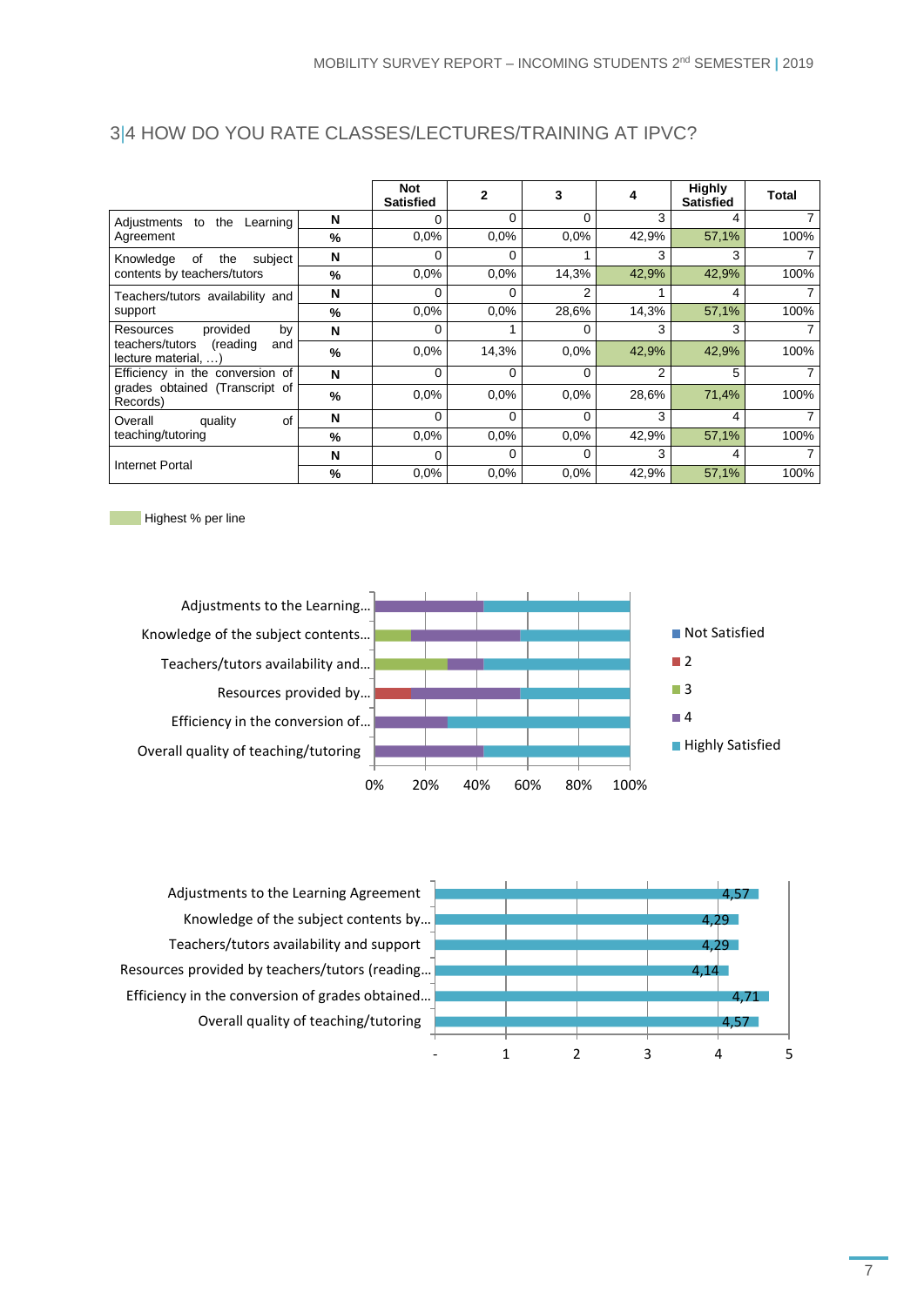## 3|4 HOW DO YOU RATE CLASSES/LECTURES/TRAINING AT IPVC?

| | | Not Satisfied | 2 | 3 | 4 | Highly Satisfied | Total |
|---|---|---|---|---|---|---|---|
| Adjustments to the Learning Agreement | N | 0 | 0 | 0 | 3 | 4 | 7 |
| | % | 0,0% | 0,0% | 0,0% | 42,9% | 57,1% | 100% |
| Knowledge of the subject contents by teachers/tutors | N | 0 | 0 | 1 | 3 | 3 | 7 |
| | % | 0,0% | 0,0% | 14,3% | 42,9% | 42,9% | 100% |
| Teachers/tutors availability and support | N | 0 | 0 | 2 | 1 | 4 | 7 |
| | % | 0,0% | 0,0% | 28,6% | 14,3% | 57,1% | 100% |
| Resources provided by teachers/tutors (reading and lecture material, …) | N | 0 | 1 | 0 | 3 | 3 | 7 |
| | % | 0,0% | 14,3% | 0,0% | 42,9% | 42,9% | 100% |
| Efficiency in the conversion of grades obtained (Transcript of Records) | N | 0 | 0 | 0 | 2 | 5 | 7 |
| | % | 0,0% | 0,0% | 0,0% | 28,6% | 71,4% | 100% |
| Overall quality of teaching/tutoring | N | 0 | 0 | 0 | 3 | 4 | 7 |
| | % | 0,0% | 0,0% | 0,0% | 42,9% | 57,1% | 100% |
| Internet Portal | N | 0 | 0 | 0 | 3 | 4 | 7 |
| | % | 0,0% | 0,0% | 0,0% | 42,9% | 57,1% | 100% |

Highest % per line

| | Not Satisfied | 2 | 3 | 4 | Highly Satisfied |
|---|---|---|---|---|---|
| Adjustments to the Learning… | 0% | 0% | 0% | 42,9% | 57,1% |
| Knowledge of the subject contents… | 0% | 0% | 14,3% | 42,9% | 42,9% |
| Teachers/tutors availability and… | 0% | 0% | 28,6% | 14,3% | 57,1% |
| Resources provided by… | 0% | 14,3% | 0% | 42,9% | 42,9% |
| Efficiency in the conversion of… | 0% | 0% | 0% | 28,6% | 71,4% |
| Overall quality of teaching/tutoring | 0% | 0% | 0% | 42,9% | 57,1% |

| | Average |
|---|---|
| Adjustments to the Learning Agreement | 4,57 |
| Knowledge of the subject contents by… | 4,29 |
| Teachers/tutors availability and support | 4,29 |
| Resources provided by teachers/tutors (reading… | 4,14 |
| Efficiency in the conversion of grades obtained… | 4,71 |
| Overall quality of teaching/tutoring | 4,57 |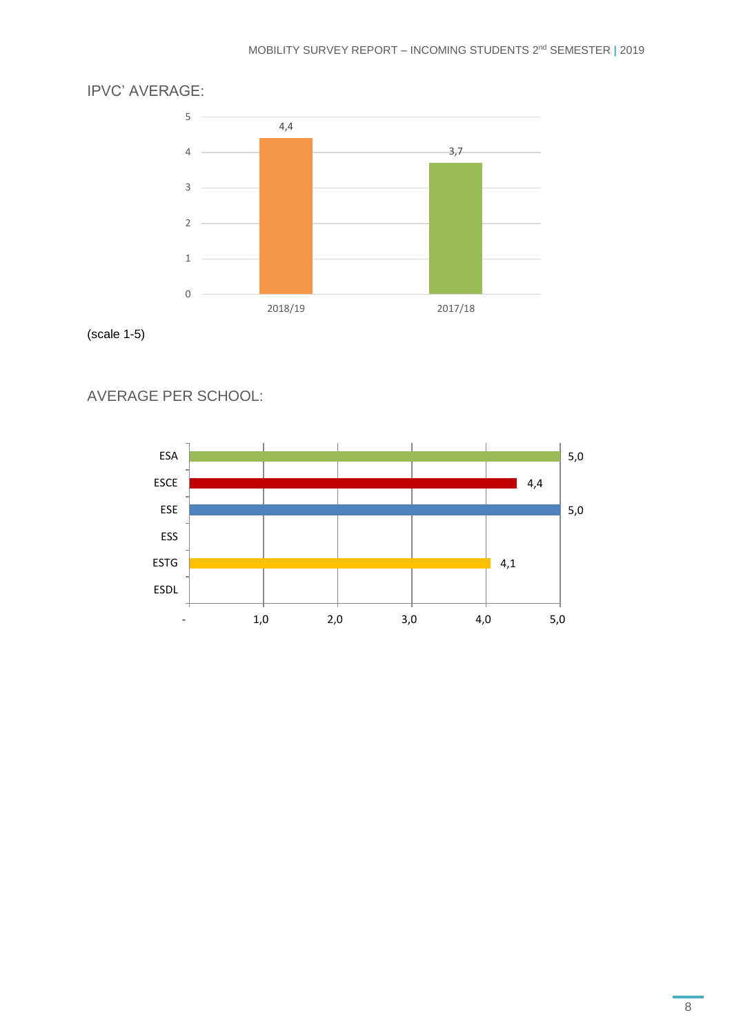IPVC' AVERAGE:

| Year | Average |
|---|---|
| 2018/19 | 4,4 |
| 2017/18 | 3,7 |

(scale 1-5)

AVERAGE PER SCHOOL:

| School | Average |
|---|---|
| ESA | 5,0 |
| ESCE | 4,4 |
| ESE | 5,0 |
| ESS | |
| ESTG | 4,1 |
| ESDL | |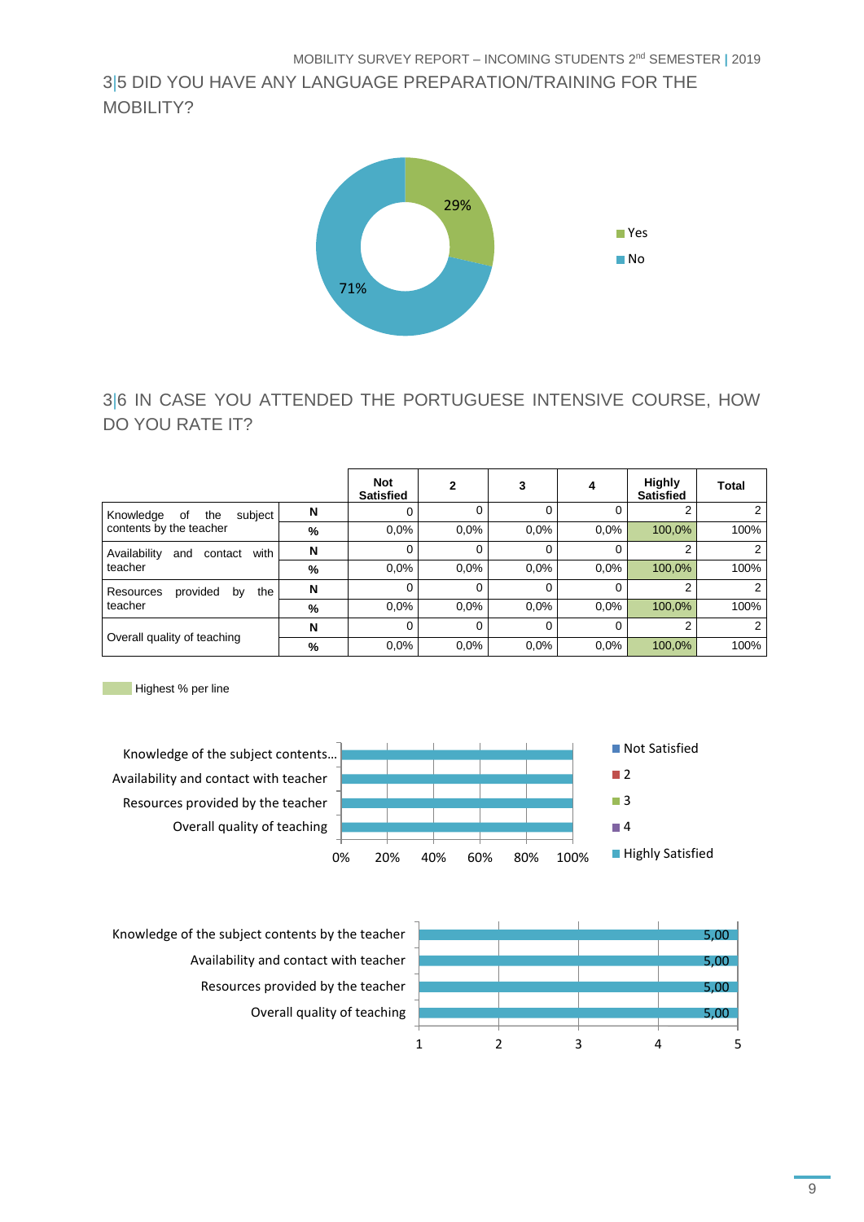## 3|5 DID YOU HAVE ANY LANGUAGE PREPARATION/TRAINING FOR THE MOBILITY?

29%

71%

Yes

No

## 3|6 IN CASE YOU ATTENDED THE PORTUGUESE INTENSIVE COURSE, HOW DO YOU RATE IT?

| | | Not Satisfied | 2 | 3 | 4 | Highly Satisfied | Total |
|---|---|---|---|---|---|---|---|
| Knowledge of the subject contents by the teacher | N | 0 | 0 | 0 | 0 | 2 | 2 |
| | % | 0,0% | 0,0% | 0,0% | 0,0% | 100,0% | 100% |
| Availability and contact with teacher | N | 0 | 0 | 0 | 0 | 2 | 2 |
| | % | 0,0% | 0,0% | 0,0% | 0,0% | 100,0% | 100% |
| Resources provided by the teacher | N | 0 | 0 | 0 | 0 | 2 | 2 |
| | % | 0,0% | 0,0% | 0,0% | 0,0% | 100,0% | 100% |
| Overall quality of teaching | N | 0 | 0 | 0 | 0 | 2 | 2 |
| | % | 0,0% | 0,0% | 0,0% | 0,0% | 100,0% | 100% |

Highest % per line

Knowledge of the subject contents...
Availability and contact with teacher
Resources provided by the teacher
Overall quality of teaching

0% 20% 40% 60% 80% 100%

Not Satisfied
2
3
4
Highly Satisfied

Knowledge of the subject contents by the teacher 5,00
Availability and contact with teacher 5,00
Resources provided by the teacher 5,00
Overall quality of teaching 5,00

1 2 3 4 5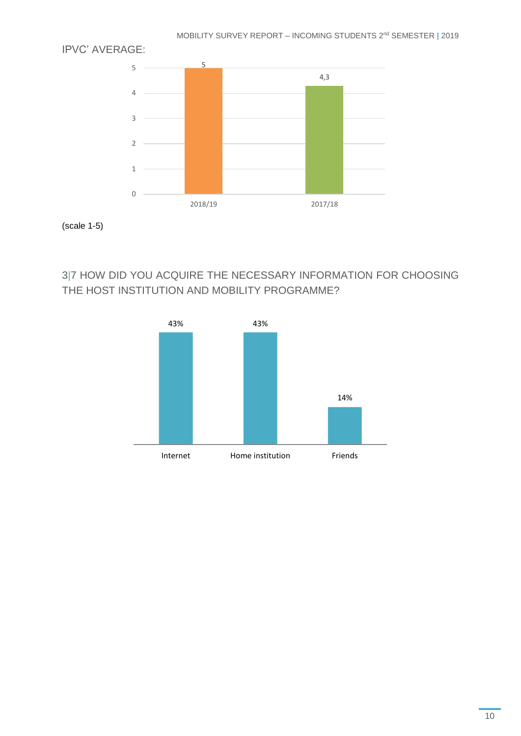IPVC' AVERAGE:

| | 2018/19 | 2017/18 |
|---|---|---|
| Average | 5 | 4,3 |

(scale 1-5)

## 3|7 HOW DID YOU ACQUIRE THE NECESSARY INFORMATION FOR CHOOSING THE HOST INSTITUTION AND MOBILITY PROGRAMME?

| Internet | Home institution | Friends |
|---|---|---|
| 43% | 43% | 14% |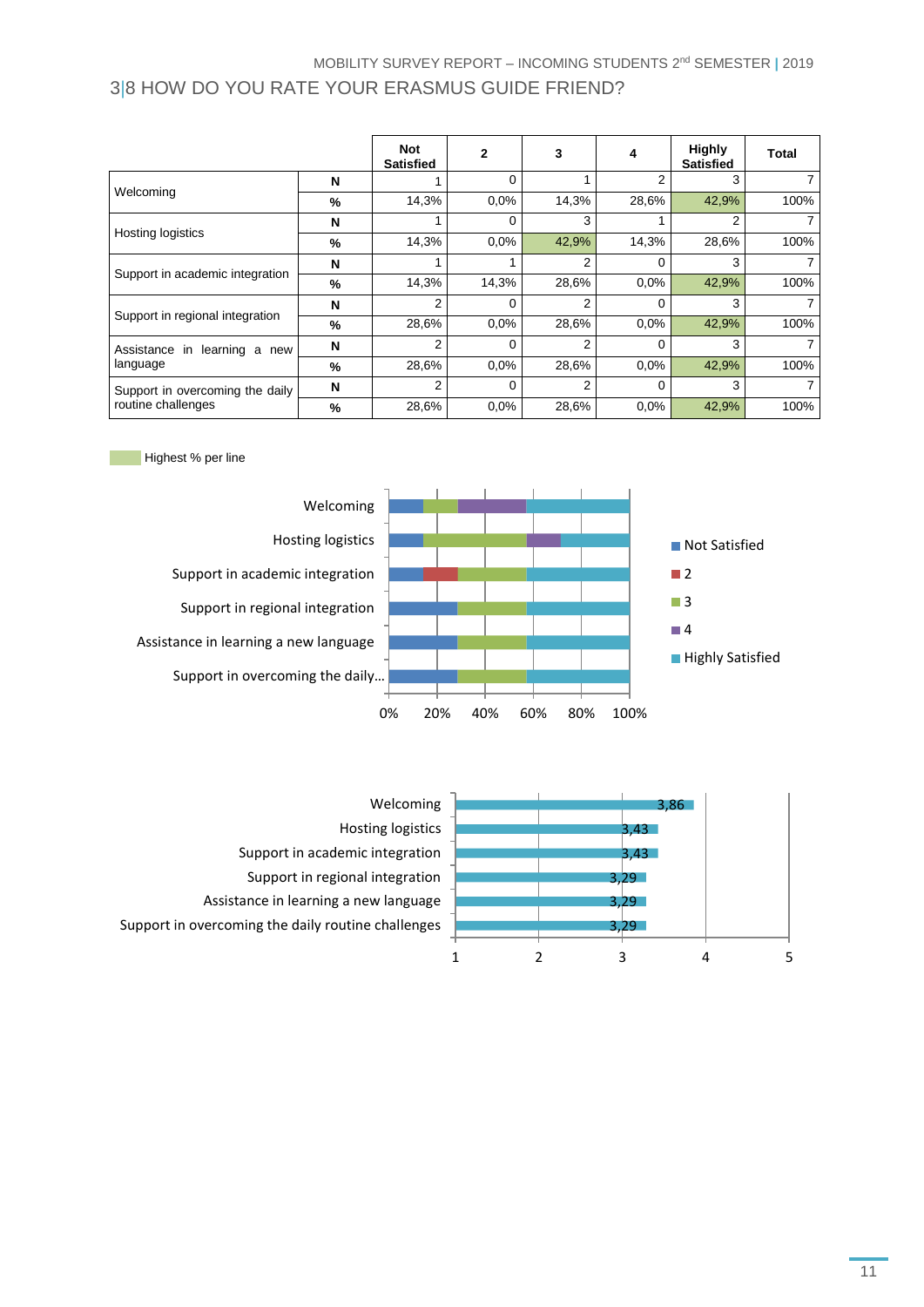## 3|8 HOW DO YOU RATE YOUR ERASMUS GUIDE FRIEND?

| | | Not Satisfied | 2 | 3 | 4 | Highly Satisfied | Total |
|---|---|---|---|---|---|---|---|
| Welcoming | N | 1 | 0 | 1 | 2 | 3 | 7 |
| | % | 14,3% | 0,0% | 14,3% | 28,6% | 42,9% | 100% |
| Hosting logistics | N | 1 | 0 | 3 | 1 | 2 | 7 |
| | % | 14,3% | 0,0% | 42,9% | 14,3% | 28,6% | 100% |
| Support in academic integration | N | 1 | 1 | 2 | 0 | 3 | 7 |
| | % | 14,3% | 14,3% | 28,6% | 0,0% | 42,9% | 100% |
| Support in regional integration | N | 2 | 0 | 2 | 0 | 3 | 7 |
| | % | 28,6% | 0,0% | 28,6% | 0,0% | 42,9% | 100% |
| Assistance in learning a new language | N | 2 | 0 | 2 | 0 | 3 | 7 |
| | % | 28,6% | 0,0% | 28,6% | 0,0% | 42,9% | 100% |
| Support in overcoming the daily routine challenges | N | 2 | 0 | 2 | 0 | 3 | 7 |
| | % | 28,6% | 0,0% | 28,6% | 0,0% | 42,9% | 100% |

Highest % per line

| | Mean |
|---|---|
| Welcoming | 3,86 |
| Hosting logistics | 3,43 |
| Support in academic integration | 3,43 |
| Support in regional integration | 3,29 |
| Assistance in learning a new language | 3,29 |
| Support in overcoming the daily routine challenges | 3,29 |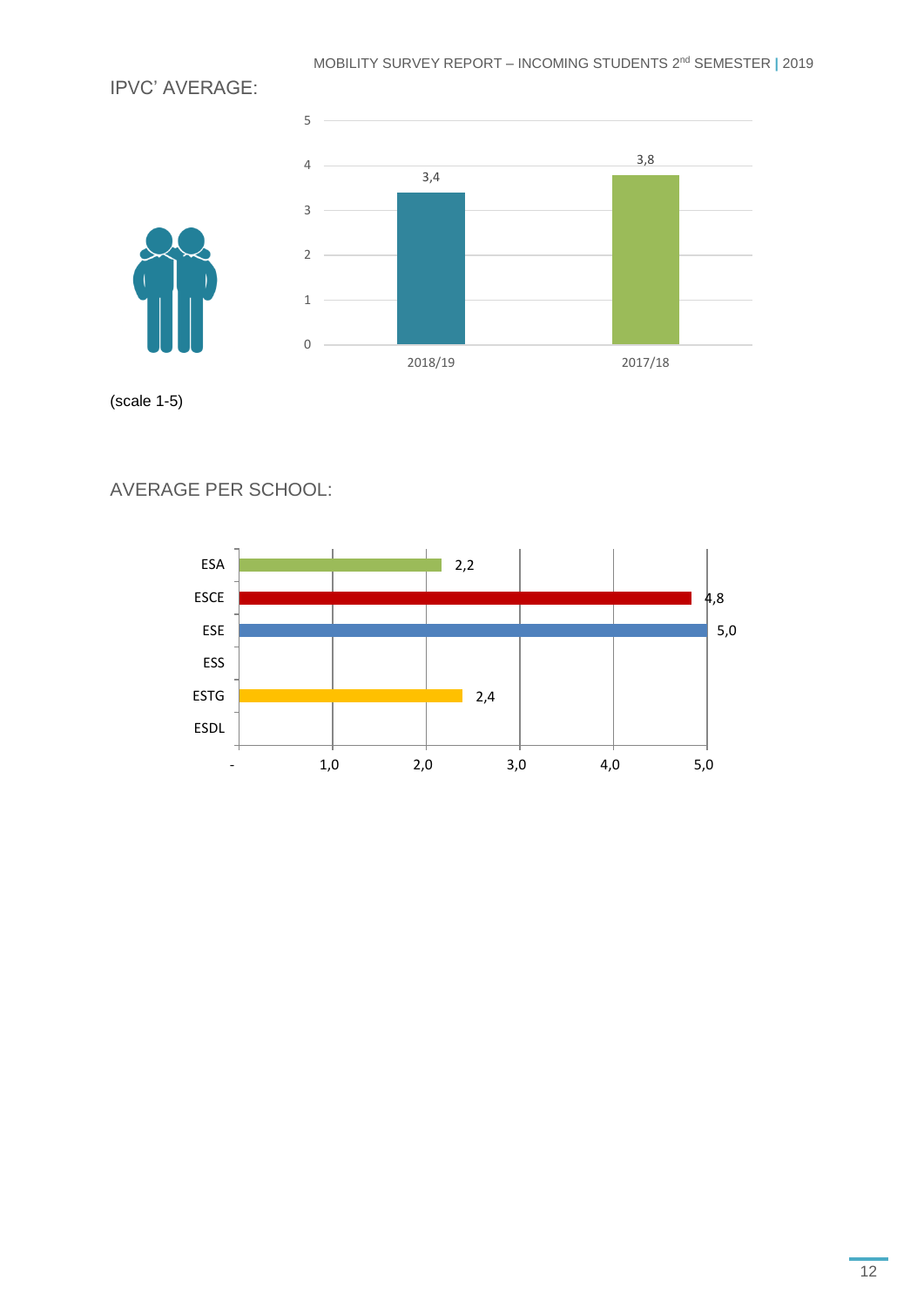## IPVC' AVERAGE:

| Year | Average |
|---|---|
| 2018/19 | 3,4 |
| 2017/18 | 3,8 |

(scale 1-5)

## AVERAGE PER SCHOOL:

| School | Average |
|---|---|
| ESA | 2,2 |
| ESCE | 4,8 |
| ESE | 5,0 |
| ESS | |
| ESTG | 2,4 |
| ESDL | |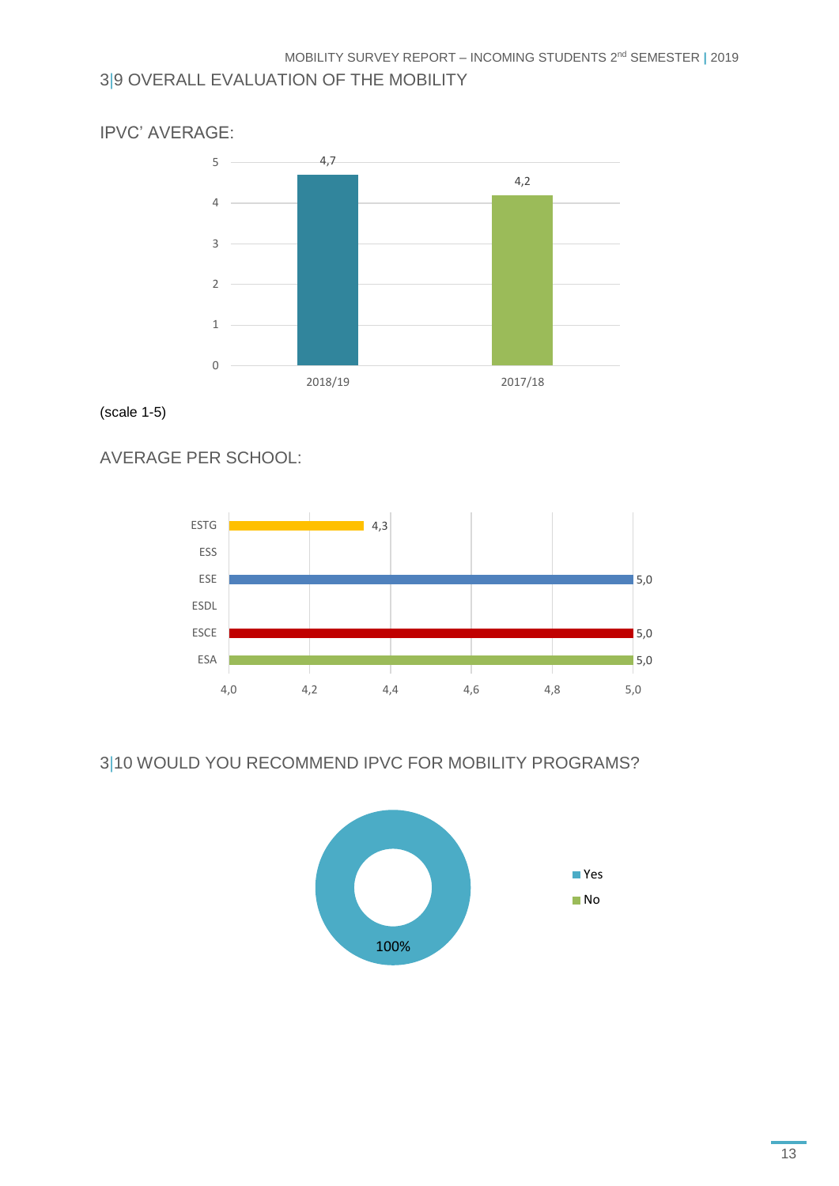## 3|9 OVERALL EVALUATION OF THE MOBILITY

### IPVC' AVERAGE:

| | 2018/19 | 2017/18 |
|---|---|---|
| Average | 4,7 | 4,2 |

(scale 1-5)

### AVERAGE PER SCHOOL:

| School | Average |
|---|---|
| ESTG | 4,3 |
| ESS | |
| ESE | 5,0 |
| ESDL | |
| ESCE | 5,0 |
| ESA | 5,0 |

## 3|10 WOULD YOU RECOMMEND IPVC FOR MOBILITY PROGRAMS?

| Answer | % |
|---|---|
| Yes | 100% |
| No | |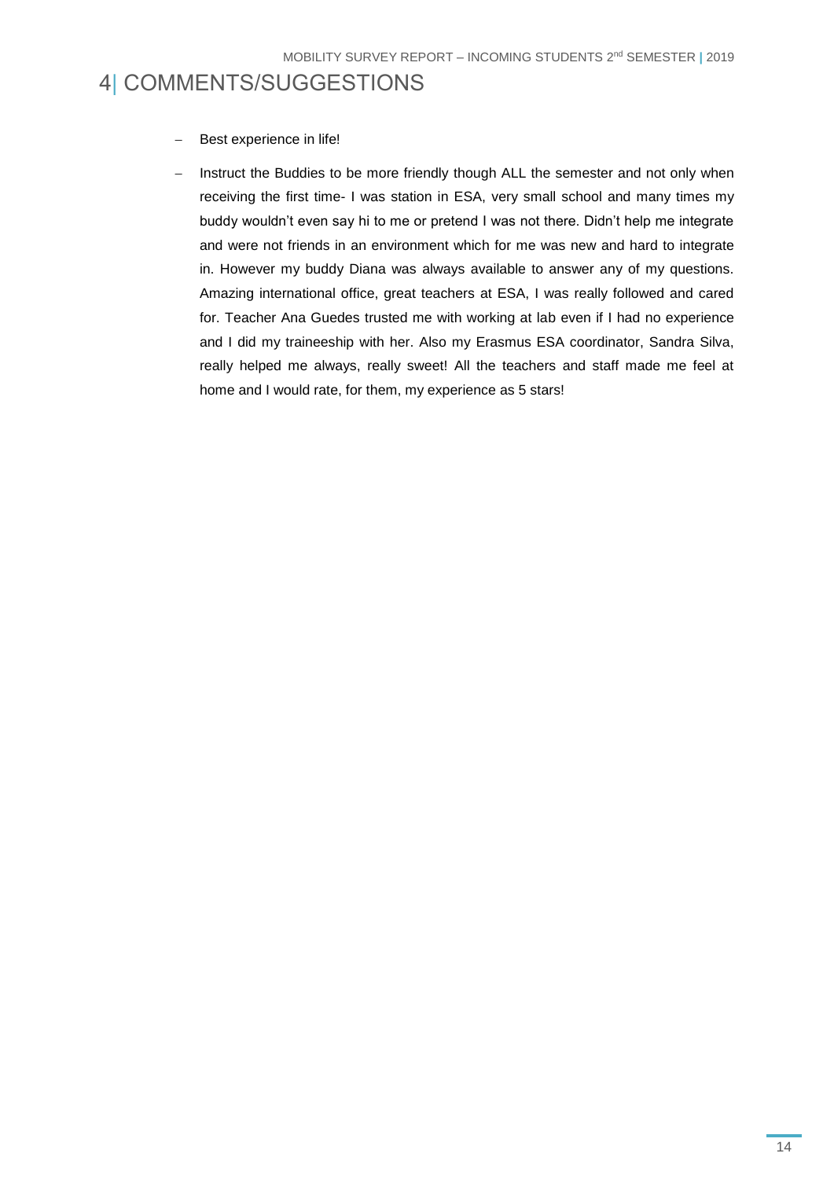# 4| COMMENTS/SUGGESTIONS

- Best experience in life!
- Instruct the Buddies to be more friendly though ALL the semester and not only when receiving the first time- I was station in ESA, very small school and many times my buddy wouldn't even say hi to me or pretend I was not there. Didn't help me integrate and were not friends in an environment which for me was new and hard to integrate in. However my buddy Diana was always available to answer any of my questions. Amazing international office, great teachers at ESA, I was really followed and cared for. Teacher Ana Guedes trusted me with working at lab even if I had no experience and I did my traineeship with her. Also my Erasmus ESA coordinator, Sandra Silva, really helped me always, really sweet! All the teachers and staff made me feel at home and I would rate, for them, my experience as 5 stars!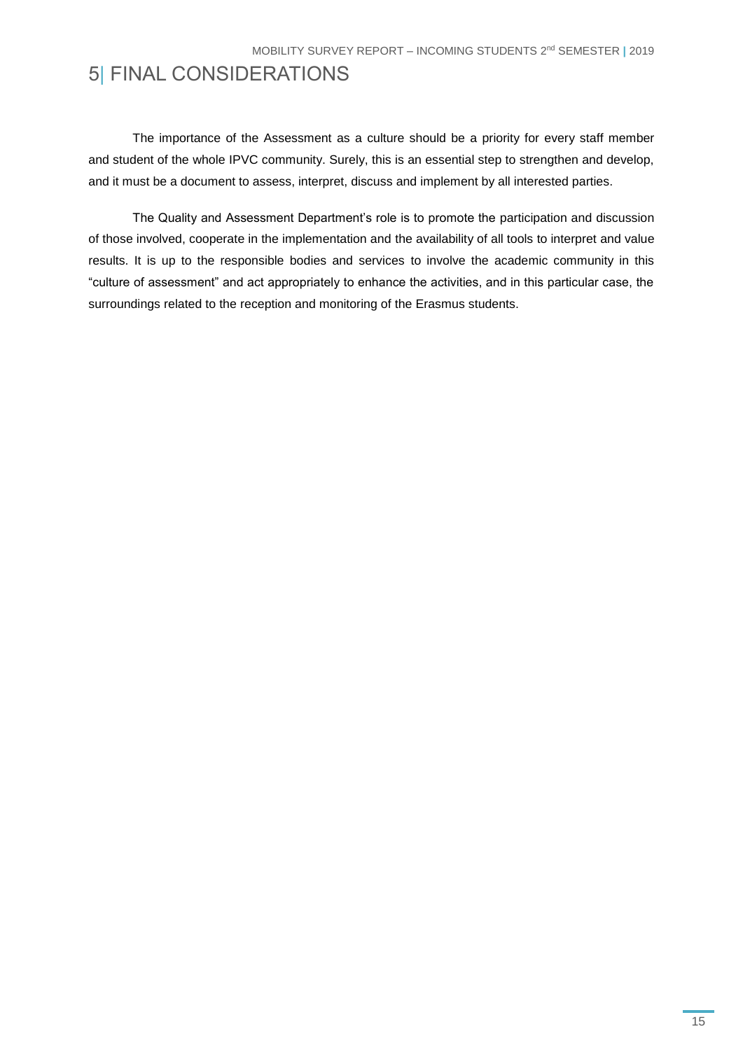# 5| FINAL CONSIDERATIONS

The importance of the Assessment as a culture should be a priority for every staff member and student of the whole IPVC community. Surely, this is an essential step to strengthen and develop, and it must be a document to assess, interpret, discuss and implement by all interested parties.

The Quality and Assessment Department's role is to promote the participation and discussion of those involved, cooperate in the implementation and the availability of all tools to interpret and value results. It is up to the responsible bodies and services to involve the academic community in this "culture of assessment" and act appropriately to enhance the activities, and in this particular case, the surroundings related to the reception and monitoring of the Erasmus students.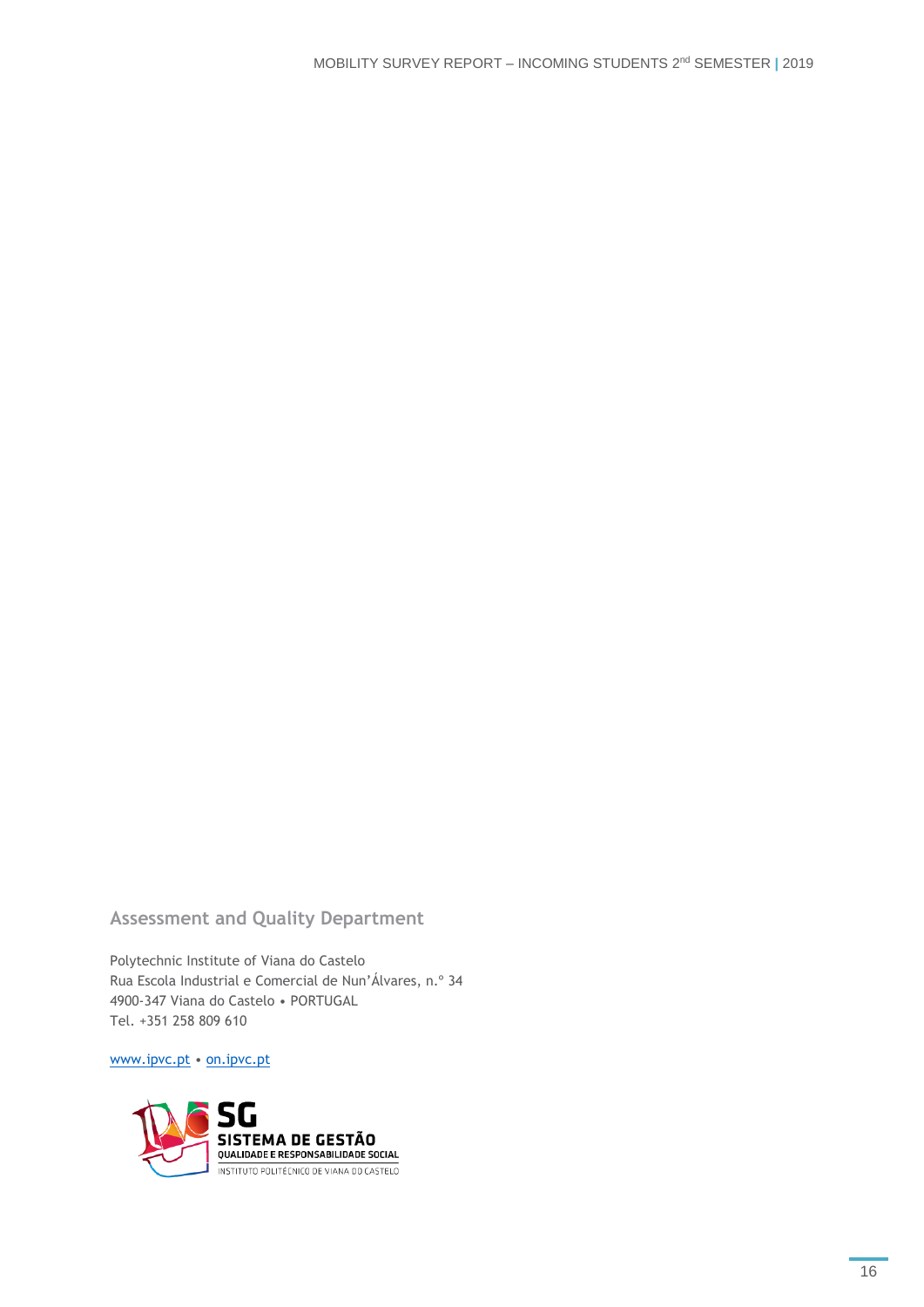## Assessment and Quality Department

Polytechnic Institute of Viana do Castelo
Rua Escola Industrial e Comercial de Nun'Álvares, n.º 34
4900-347 Viana do Castelo • PORTUGAL
Tel. +351 258 809 610

www.ipvc.pt • on.ipvc.pt

SG
SISTEMA DE GESTÃO
QUALIDADE E RESPONSABILIDADE SOCIAL
INSTITUTO POLITÉCNICO DE VIANA DO CASTELO